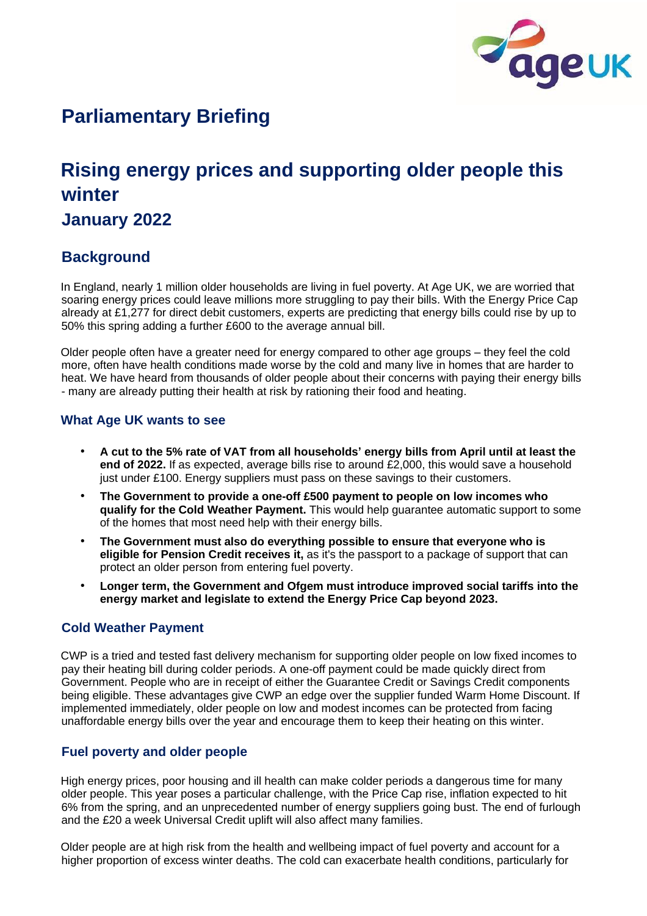# Parliamentary Briefing

# Rising energy prices and supporting older people this winter

## January 2022

## Background

In England, nearly 1 million older households are living in fuel poverty. At Age UK, we are worried that soaring energy prices could leave millions more struggling to pay their bills. With the Energy Price Cap already at £1,277 for direct debit customers, experts are predicting that energy bills could rise by up to 50% this spring adding a further £600 to the average annual bill.

Older people often have a greater need for energy compared to other age groups – they feel the cold more, often have health conditions made worse by the cold and many live in homes that are harder to heat. We have heard from thousands of older people about their concerns with paying their energy bills - many are already putting their health at risk by rationing their food and heating.

### What Age UK wants to see

- **A cut to the 5% rate of VAT from all households' energy bills from April until at least the end of 2022.** If as expected, average bills rise to around £2,000, this would save a household just under £100. Energy suppliers must pass on these savings to their customers.
- **The Government to provide a one-off £500 payment to people on low incomes who qualify for the Cold Weather Payment.** This would help guarantee automatic support to some of the homes that most need help with their energy bills.
- **The Government must also do everything possible to ensure that everyone who is eligible for Pension Credit receives it,** as it's the passport to a package of support that can protect an older person from entering fuel poverty.
- **Longer term, the Government and Ofgem must introduce improved social tariffs into the energy market and legislate to extend the Energy Price Cap beyond 2023.**

### Cold Weather Payment

CWP is a tried and tested fast delivery mechanism for supporting older people on low fixed incomes to pay their heating bill during colder periods. A one-off payment could be made quickly direct from Government. People who are in receipt of either the Guarantee Credit or Savings Credit components being eligible. These advantages give CWP an edge over the supplier funded Warm Home Discount. If implemented immediately, older people on low and modest incomes can be protected from facing unaffordable energy bills over the year and encourage them to keep their heating on this winter.

### Fuel poverty and older people

High energy prices, poor housing and ill health can make colder periods a dangerous time for many older people. This year poses a particular challenge, with the Price Cap rise, inflation expected to hit 6% from the spring, and an unprecedented number of energy suppliers going bust. The end of furlough and the £20 a week Universal Credit uplift will also affect many families.

Older people are at high risk from the health and wellbeing impact of fuel poverty and account for a higher proportion of excess winter deaths. The cold can exacerbate health conditions, particularly for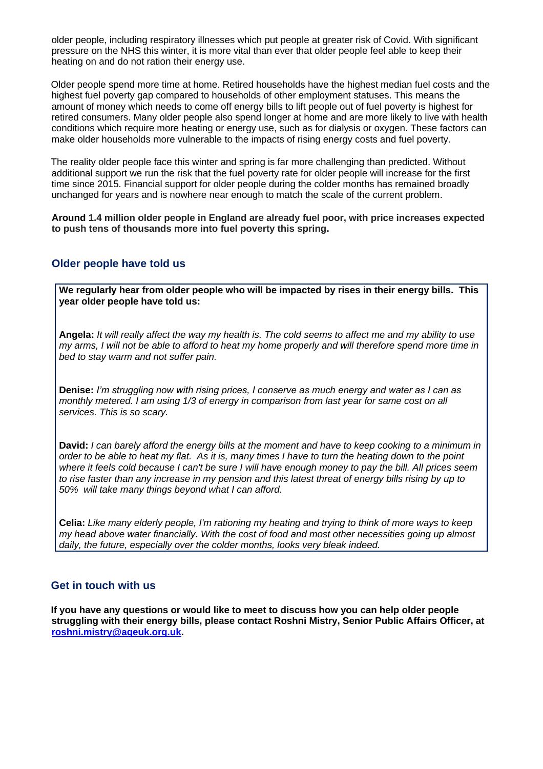older people, including respiratory illnesses which put people at greater risk of Covid. With significant pressure on the NHS this winter, it is more vital than ever that older people feel able to keep their heating on and do not ration their energy use.

Older people spend more time at home. Retired households have the highest median fuel costs and the highest fuel poverty gap compared to households of other employment statuses. This means the amount of money which needs to come off energy bills to lift people out of fuel poverty is highest for retired consumers. Many older people also spend longer at home and are more likely to live with health conditions which require more heating or energy use, such as for dialysis or oxygen. These factors can make older households more vulnerable to the impacts of rising energy costs and fuel poverty.

The reality older people face this winter and spring is far more challenging than predicted. Without additional support we run the risk that the fuel poverty rate for older people will increase for the first time since 2015. Financial support for older people during the colder months has remained broadly unchanged for years and is nowhere near enough to match the scale of the current problem.

**Around 1.4 million older people in England are already fuel poor, with price increases expected to push tens of thousands more into fuel poverty this spring.**

## Older people have told us

**We regularly hear from older people who will be impacted by rises in their energy bills. This year older people have told us:**

**Angela:** *It will really affect the way my health is. The cold seems to affect me and my ability to use my arms, I will not be able to afford to heat my home properly and will therefore spend more time in bed to stay warm and not suffer pain.*

**Denise:** *I'm struggling now with rising prices, I conserve as much energy and water as I can as monthly metered. I am using 1/3 of energy in comparison from last year for same cost on all services. This is so scary.*

**David:** *I can barely afford the energy bills at the moment and have to keep cooking to a minimum in order to be able to heat my flat. As it is, many times I have to turn the heating down to the point where it feels cold because I can't be sure I will have enough money to pay the bill. All prices seem to rise faster than any increase in my pension and this latest threat of energy bills rising by up to 50% will take many things beyond what I can afford.*

**Celia:** *Like many elderly people, I'm rationing my heating and trying to think of more ways to keep my head above water financially. With the cost of food and most other necessities going up almost daily, the future, especially over the colder months, looks very bleak indeed.*

## Get in touch with us

**If you have any questions or would like to meet to discuss how you can help older people struggling with their energy bills, please contact Roshni Mistry, Senior Public Affairs Officer, at [roshni.mistry@ageuk.org.uk](mailto:roshni.mistry@ageuk.org.uk).**